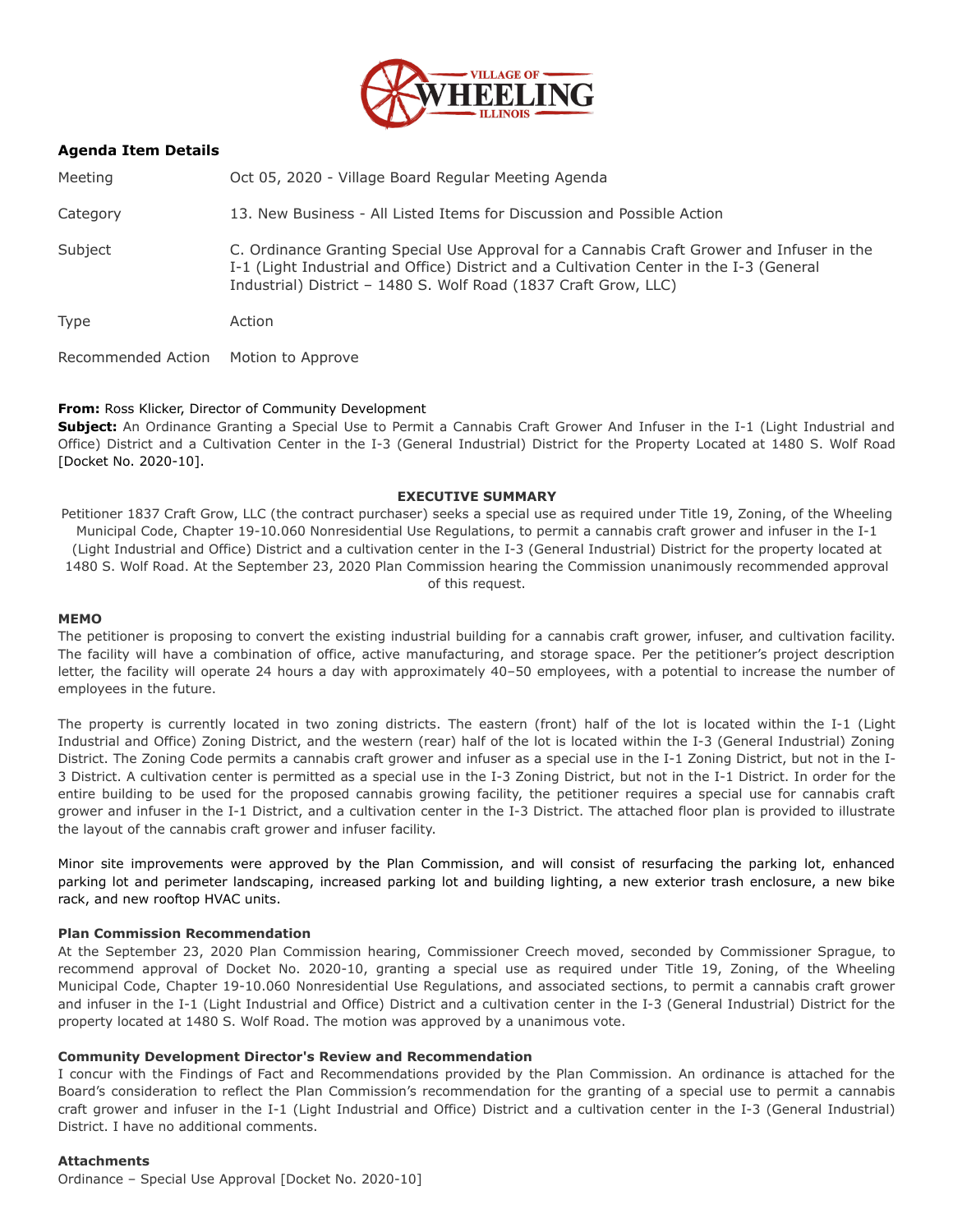## Agenda Item Details

| | |
|---|---|
| Meeting | Oct 05, 2020 - Village Board Regular Meeting Agenda |
| Category | 13. New Business - All Listed Items for Discussion and Possible Action |
| Subject | C. Ordinance Granting Special Use Approval for a Cannabis Craft Grower and Infuser in the I-1 (Light Industrial and Office) District and a Cultivation Center in the I-3 (General Industrial) District – 1480 S. Wolf Road (1837 Craft Grow, LLC) |
| Type | Action |
| Recommended Action | Motion to Approve |

**From:** Ross Klicker, Director of Community Development
**Subject:** An Ordinance Granting a Special Use to Permit a Cannabis Craft Grower And Infuser in the I-1 (Light Industrial and Office) District and a Cultivation Center in the I-3 (General Industrial) District for the Property Located at 1480 S. Wolf Road [Docket No. 2020-10].

**EXECUTIVE SUMMARY**

Petitioner 1837 Craft Grow, LLC (the contract purchaser) seeks a special use as required under Title 19, Zoning, of the Wheeling Municipal Code, Chapter 19-10.060 Nonresidential Use Regulations, to permit a cannabis craft grower and infuser in the I-1 (Light Industrial and Office) District and a cultivation center in the I-3 (General Industrial) District for the property located at 1480 S. Wolf Road. At the September 23, 2020 Plan Commission hearing the Commission unanimously recommended approval of this request.

**MEMO**

The petitioner is proposing to convert the existing industrial building for a cannabis craft grower, infuser, and cultivation facility. The facility will have a combination of office, active manufacturing, and storage space. Per the petitioner's project description letter, the facility will operate 24 hours a day with approximately 40–50 employees, with a potential to increase the number of employees in the future.

The property is currently located in two zoning districts. The eastern (front) half of the lot is located within the I-1 (Light Industrial and Office) Zoning District, and the western (rear) half of the lot is located within the I-3 (General Industrial) Zoning District. The Zoning Code permits a cannabis craft grower and infuser as a special use in the I-1 Zoning District, but not in the I-3 District. A cultivation center is permitted as a special use in the I-3 Zoning District, but not in the I-1 District. In order for the entire building to be used for the proposed cannabis growing facility, the petitioner requires a special use for cannabis craft grower and infuser in the I-1 District, and a cultivation center in the I-3 District. The attached floor plan is provided to illustrate the layout of the cannabis craft grower and infuser facility.

Minor site improvements were approved by the Plan Commission, and will consist of resurfacing the parking lot, enhanced parking lot and perimeter landscaping, increased parking lot and building lighting, a new exterior trash enclosure, a new bike rack, and new rooftop HVAC units.

**Plan Commission Recommendation**

At the September 23, 2020 Plan Commission hearing, Commissioner Creech moved, seconded by Commissioner Sprague, to recommend approval of Docket No. 2020-10, granting a special use as required under Title 19, Zoning, of the Wheeling Municipal Code, Chapter 19-10.060 Nonresidential Use Regulations, and associated sections, to permit a cannabis craft grower and infuser in the I-1 (Light Industrial and Office) District and a cultivation center in the I-3 (General Industrial) District for the property located at 1480 S. Wolf Road. The motion was approved by a unanimous vote.

**Community Development Director's Review and Recommendation**

I concur with the Findings of Fact and Recommendations provided by the Plan Commission. An ordinance is attached for the Board's consideration to reflect the Plan Commission's recommendation for the granting of a special use to permit a cannabis craft grower and infuser in the I-1 (Light Industrial and Office) District and a cultivation center in the I-3 (General Industrial) District. I have no additional comments.

**Attachments**

Ordinance – Special Use Approval [Docket No. 2020-10]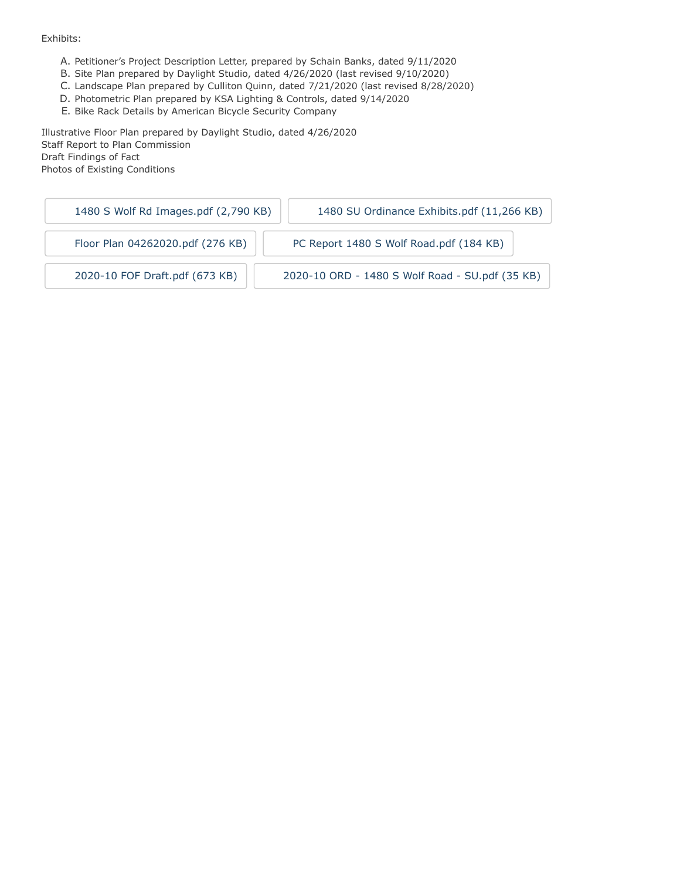Exhibits:

A. Petitioner's Project Description Letter, prepared by Schain Banks, dated 9/11/2020
B. Site Plan prepared by Daylight Studio, dated 4/26/2020 (last revised 9/10/2020)
C. Landscape Plan prepared by Culliton Quinn, dated 7/21/2020 (last revised 8/28/2020)
D. Photometric Plan prepared by KSA Lighting & Controls, dated 9/14/2020
E. Bike Rack Details by American Bicycle Security Company

Illustrative Floor Plan prepared by Daylight Studio, dated 4/26/2020
Staff Report to Plan Commission
Draft Findings of Fact
Photos of Existing Conditions

1480 S Wolf Rd Images.pdf (2,790 KB)

1480 SU Ordinance Exhibits.pdf (11,266 KB)

Floor Plan 04262020.pdf (276 KB)

PC Report 1480 S Wolf Road.pdf (184 KB)

2020-10 FOF Draft.pdf (673 KB)

2020-10 ORD - 1480 S Wolf Road - SU.pdf (35 KB)